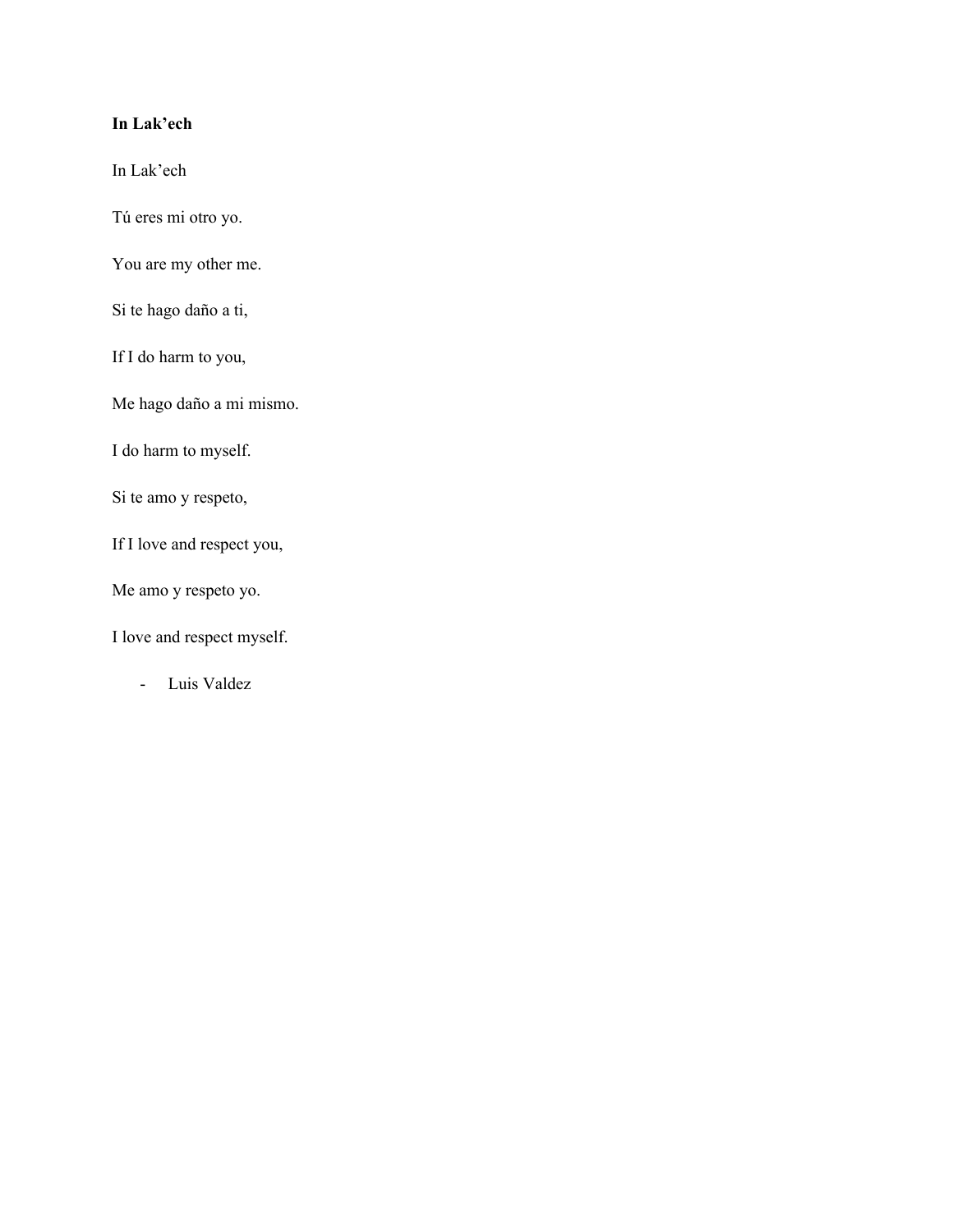**In Lak'ech**

In Lak'ech

Tú eres mi otro yo.

You are my other me.

Si te hago daño a ti,

If I do harm to you,

Me hago daño a mi mismo.

I do harm to myself.

Si te amo y respeto,

If I love and respect you,

Me amo y respeto yo.

I love and respect myself.

- Luis Valdez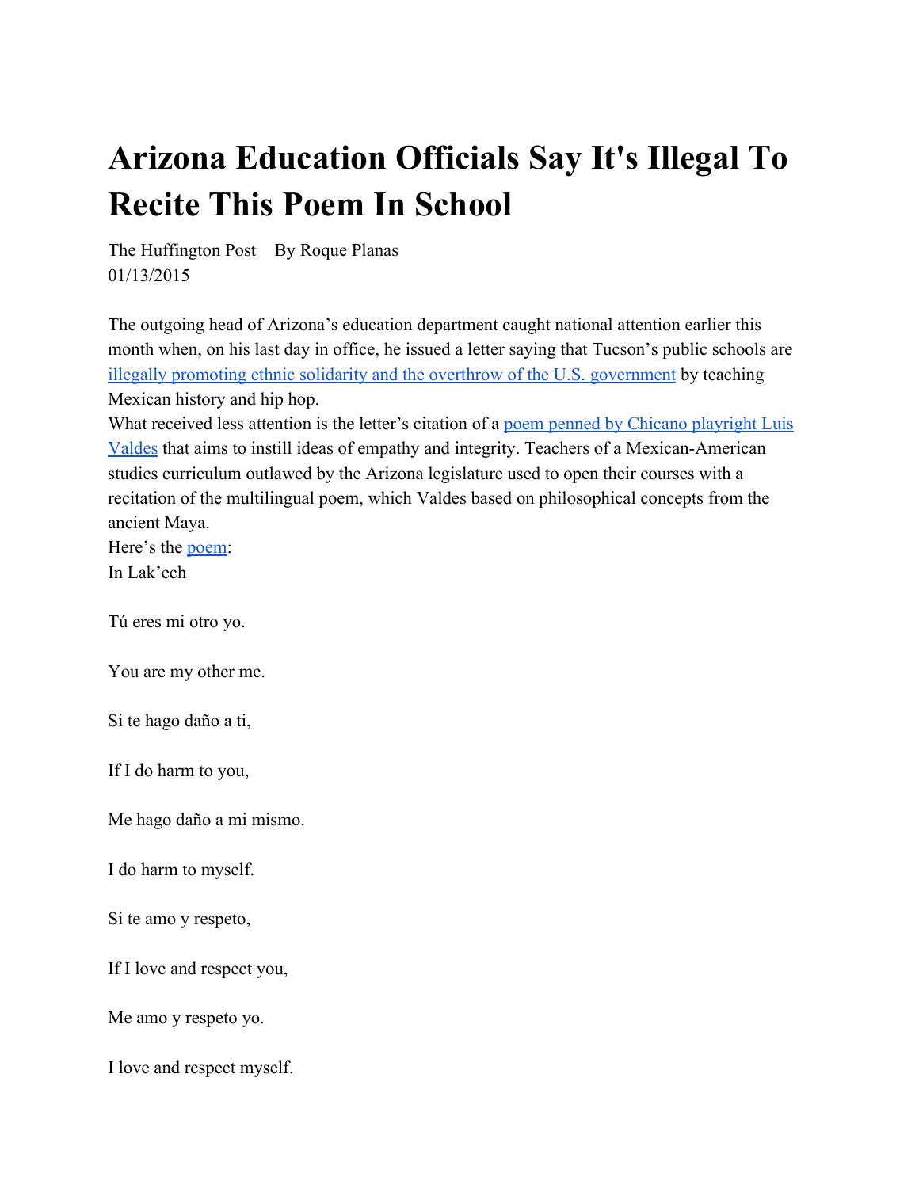# Arizona Education Officials Say It's Illegal To Recite This Poem In School

The Huffington Post By Roque Planas
01/13/2015

The outgoing head of Arizona's education department caught national attention earlier this month when, on his last day in office, he issued a letter saying that Tucson's public schools are illegally promoting ethnic solidarity and the overthrow of the U.S. government by teaching Mexican history and hip hop.

What received less attention is the letter's citation of a poem penned by Chicano playright Luis Valdes that aims to instill ideas of empathy and integrity. Teachers of a Mexican-American studies curriculum outlawed by the Arizona legislature used to open their courses with a recitation of the multilingual poem, which Valdes based on philosophical concepts from the ancient Maya.

Here's the poem:

In Lak'ech

Tú eres mi otro yo.

You are my other me.

Si te hago daño a ti,

If I do harm to you,

Me hago daño a mi mismo.

I do harm to myself.

Si te amo y respeto,

If I love and respect you,

Me amo y respeto yo.

I love and respect myself.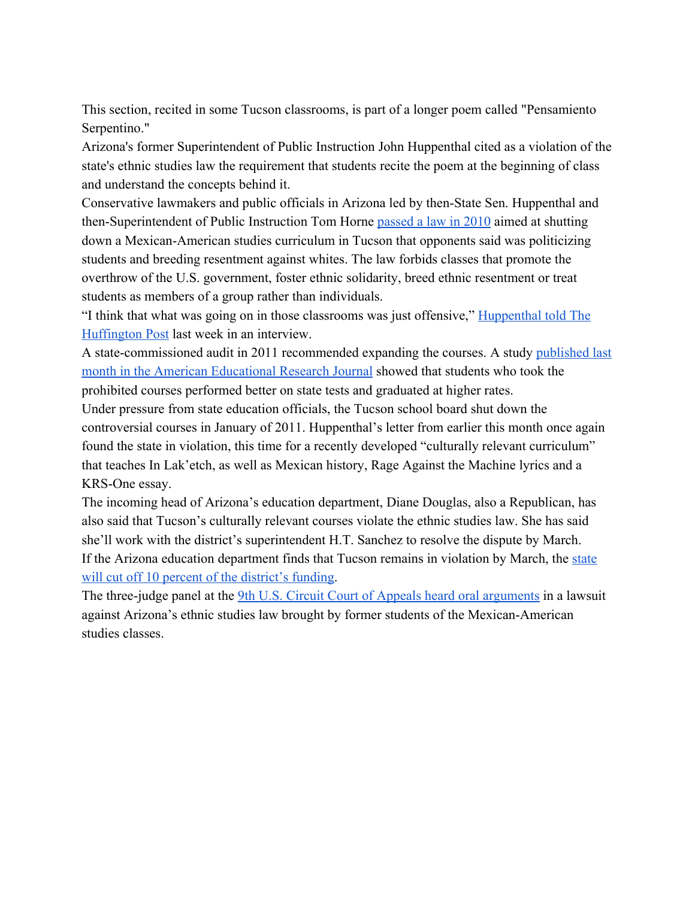This section, recited in some Tucson classrooms, is part of a longer poem called "Pensamiento Serpentino."

Arizona's former Superintendent of Public Instruction John Huppenthal cited as a violation of the state's ethnic studies law the requirement that students recite the poem at the beginning of class and understand the concepts behind it.

Conservative lawmakers and public officials in Arizona led by then-State Sen. Huppenthal and then-Superintendent of Public Instruction Tom Horne passed a law in 2010 aimed at shutting down a Mexican-American studies curriculum in Tucson that opponents said was politicizing students and breeding resentment against whites. The law forbids classes that promote the overthrow of the U.S. government, foster ethnic solidarity, breed ethnic resentment or treat students as members of a group rather than individuals.

"I think that what was going on in those classrooms was just offensive," Huppenthal told The Huffington Post last week in an interview.

A state-commissioned audit in 2011 recommended expanding the courses. A study published last month in the American Educational Research Journal showed that students who took the prohibited courses performed better on state tests and graduated at higher rates.

Under pressure from state education officials, the Tucson school board shut down the controversial courses in January of 2011. Huppenthal's letter from earlier this month once again found the state in violation, this time for a recently developed "culturally relevant curriculum" that teaches In Lak'etch, as well as Mexican history, Rage Against the Machine lyrics and a KRS-One essay.

The incoming head of Arizona's education department, Diane Douglas, also a Republican, has also said that Tucson's culturally relevant courses violate the ethnic studies law. She has said she'll work with the district's superintendent H.T. Sanchez to resolve the dispute by March.

If the Arizona education department finds that Tucson remains in violation by March, the state will cut off 10 percent of the district's funding.

The three-judge panel at the 9th U.S. Circuit Court of Appeals heard oral arguments in a lawsuit against Arizona's ethnic studies law brought by former students of the Mexican-American studies classes.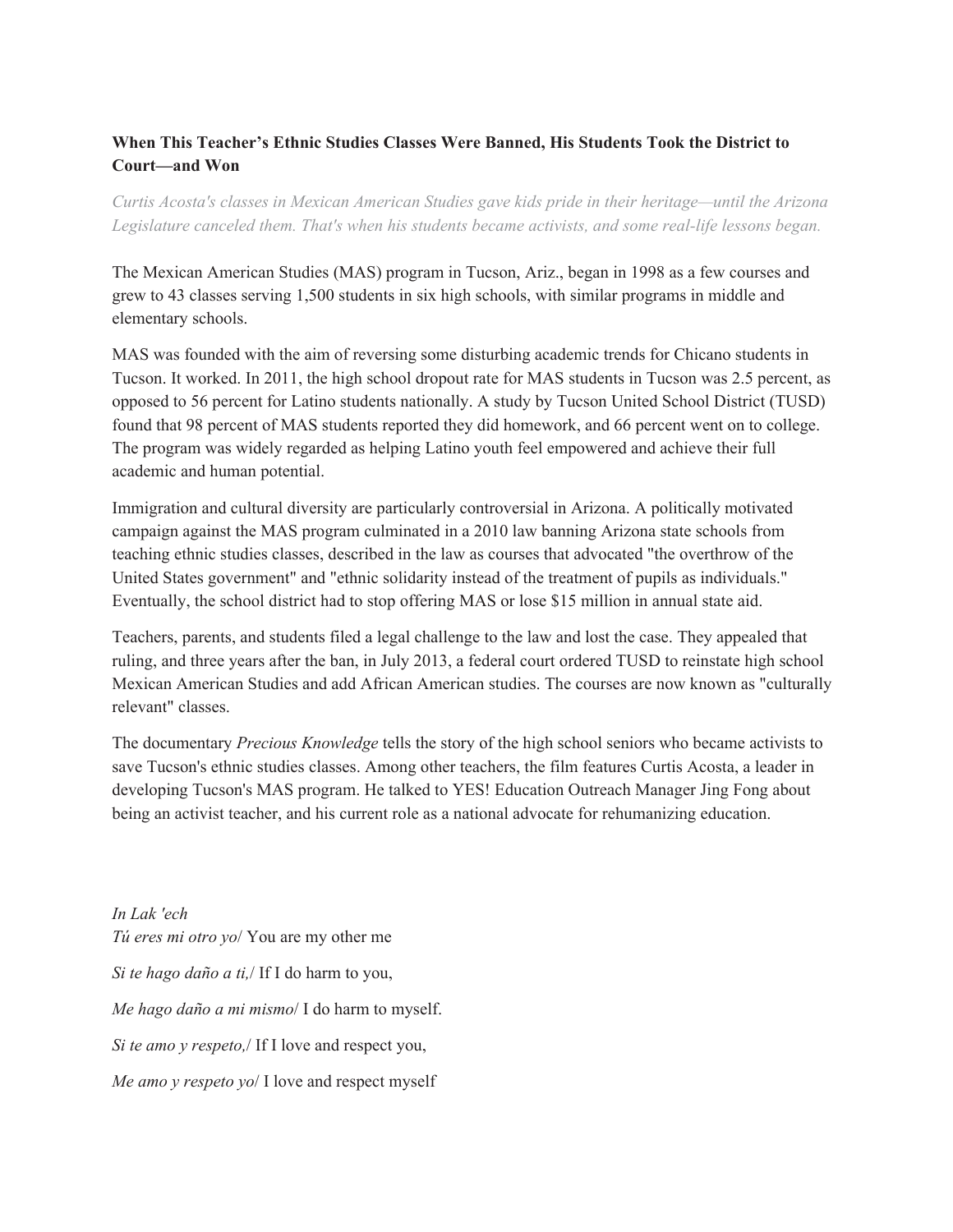**When This Teacher's Ethnic Studies Classes Were Banned, His Students Took the District to Court—and Won**

*Curtis Acosta's classes in Mexican American Studies gave kids pride in their heritage—until the Arizona Legislature canceled them. That's when his students became activists, and some real-life lessons began.*

The Mexican American Studies (MAS) program in Tucson, Ariz., began in 1998 as a few courses and grew to 43 classes serving 1,500 students in six high schools, with similar programs in middle and elementary schools.

MAS was founded with the aim of reversing some disturbing academic trends for Chicano students in Tucson. It worked. In 2011, the high school dropout rate for MAS students in Tucson was 2.5 percent, as opposed to 56 percent for Latino students nationally. A study by Tucson United School District (TUSD) found that 98 percent of MAS students reported they did homework, and 66 percent went on to college. The program was widely regarded as helping Latino youth feel empowered and achieve their full academic and human potential.

Immigration and cultural diversity are particularly controversial in Arizona. A politically motivated campaign against the MAS program culminated in a 2010 law banning Arizona state schools from teaching ethnic studies classes, described in the law as courses that advocated "the overthrow of the United States government" and "ethnic solidarity instead of the treatment of pupils as individuals." Eventually, the school district had to stop offering MAS or lose $15 million in annual state aid.

Teachers, parents, and students filed a legal challenge to the law and lost the case. They appealed that ruling, and three years after the ban, in July 2013, a federal court ordered TUSD to reinstate high school Mexican American Studies and add African American studies. The courses are now known as "culturally relevant" classes.

The documentary *Precious Knowledge* tells the story of the high school seniors who became activists to save Tucson's ethnic studies classes. Among other teachers, the film features Curtis Acosta, a leader in developing Tucson's MAS program. He talked to YES! Education Outreach Manager Jing Fong about being an activist teacher, and his current role as a national advocate for rehumanizing education.

*In Lak 'ech*
*Tú eres mi otro yo*/ You are my other me

*Si te hago daño a ti,*/ If I do harm to you,

*Me hago daño a mi mismo*/ I do harm to myself.

*Si te amo y respeto,*/ If I love and respect you,

*Me amo y respeto yo*/ I love and respect myself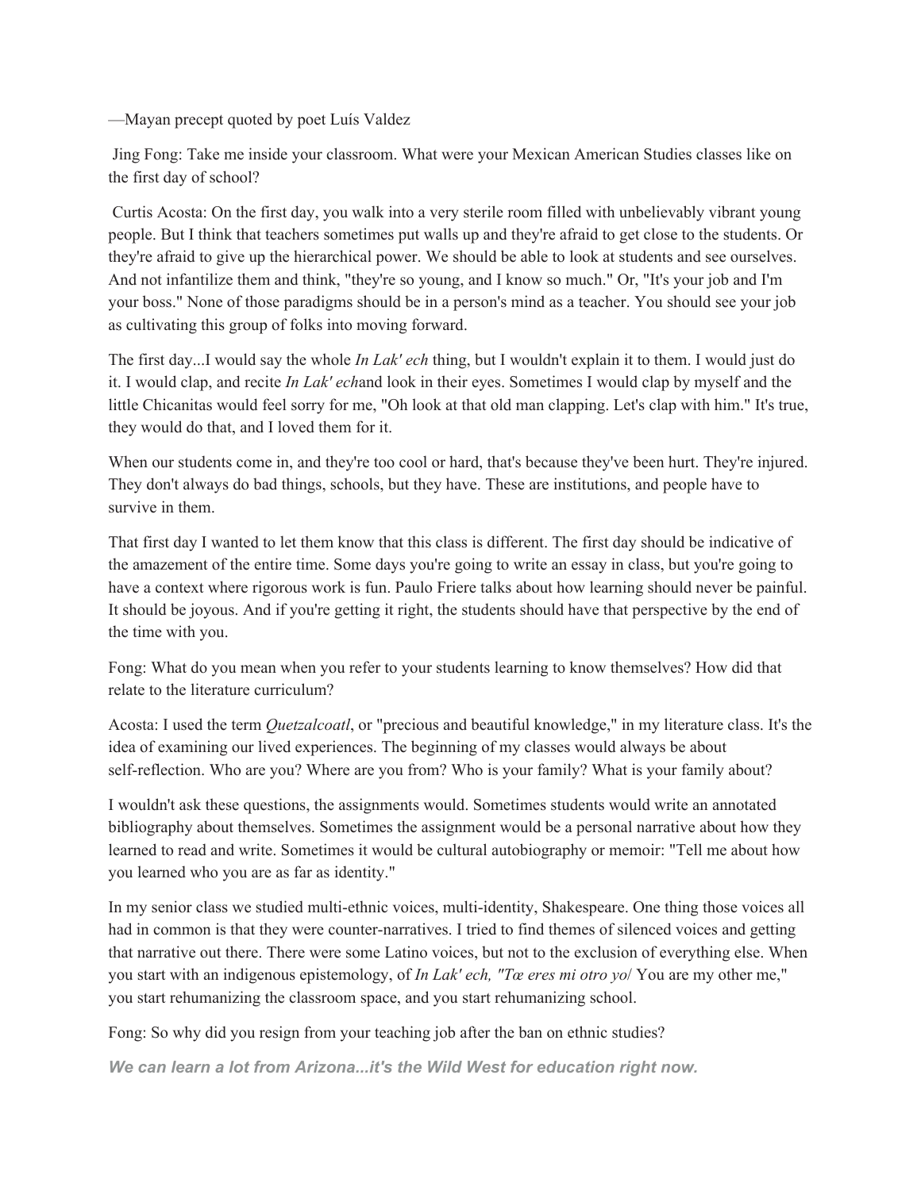—Mayan precept quoted by poet Luís Valdez

Jing Fong: Take me inside your classroom. What were your Mexican American Studies classes like on the first day of school?

Curtis Acosta: On the first day, you walk into a very sterile room filled with unbelievably vibrant young people. But I think that teachers sometimes put walls up and they're afraid to get close to the students. Or they're afraid to give up the hierarchical power. We should be able to look at students and see ourselves. And not infantilize them and think, "they're so young, and I know so much." Or, "It's your job and I'm your boss." None of those paradigms should be in a person's mind as a teacher. You should see your job as cultivating this group of folks into moving forward.

The first day...I would say the whole *In Lak' ech* thing, but I wouldn't explain it to them. I would just do it. I would clap, and recite *In Lak' ech*and look in their eyes. Sometimes I would clap by myself and the little Chicanitas would feel sorry for me, "Oh look at that old man clapping. Let's clap with him." It's true, they would do that, and I loved them for it.

When our students come in, and they're too cool or hard, that's because they've been hurt. They're injured. They don't always do bad things, schools, but they have. These are institutions, and people have to survive in them.

That first day I wanted to let them know that this class is different. The first day should be indicative of the amazement of the entire time. Some days you're going to write an essay in class, but you're going to have a context where rigorous work is fun. Paulo Friere talks about how learning should never be painful. It should be joyous. And if you're getting it right, the students should have that perspective by the end of the time with you.

Fong: What do you mean when you refer to your students learning to know themselves? How did that relate to the literature curriculum?

Acosta: I used the term *Quetzalcoatl*, or "precious and beautiful knowledge," in my literature class. It's the idea of examining our lived experiences. The beginning of my classes would always be about self-reflection. Who are you? Where are you from? Who is your family? What is your family about?

I wouldn't ask these questions, the assignments would. Sometimes students would write an annotated bibliography about themselves. Sometimes the assignment would be a personal narrative about how they learned to read and write. Sometimes it would be cultural autobiography or memoir: "Tell me about how you learned who you are as far as identity."

In my senior class we studied multi-ethnic voices, multi-identity, Shakespeare. One thing those voices all had in common is that they were counter-narratives. I tried to find themes of silenced voices and getting that narrative out there. There were some Latino voices, but not to the exclusion of everything else. When you start with an indigenous epistemology, of *In Lak' ech, "Tœ eres mi otro yo*/ You are my other me," you start rehumanizing the classroom space, and you start rehumanizing school.

Fong: So why did you resign from your teaching job after the ban on ethnic studies?

***We can learn a lot from Arizona...it's the Wild West for education right now.***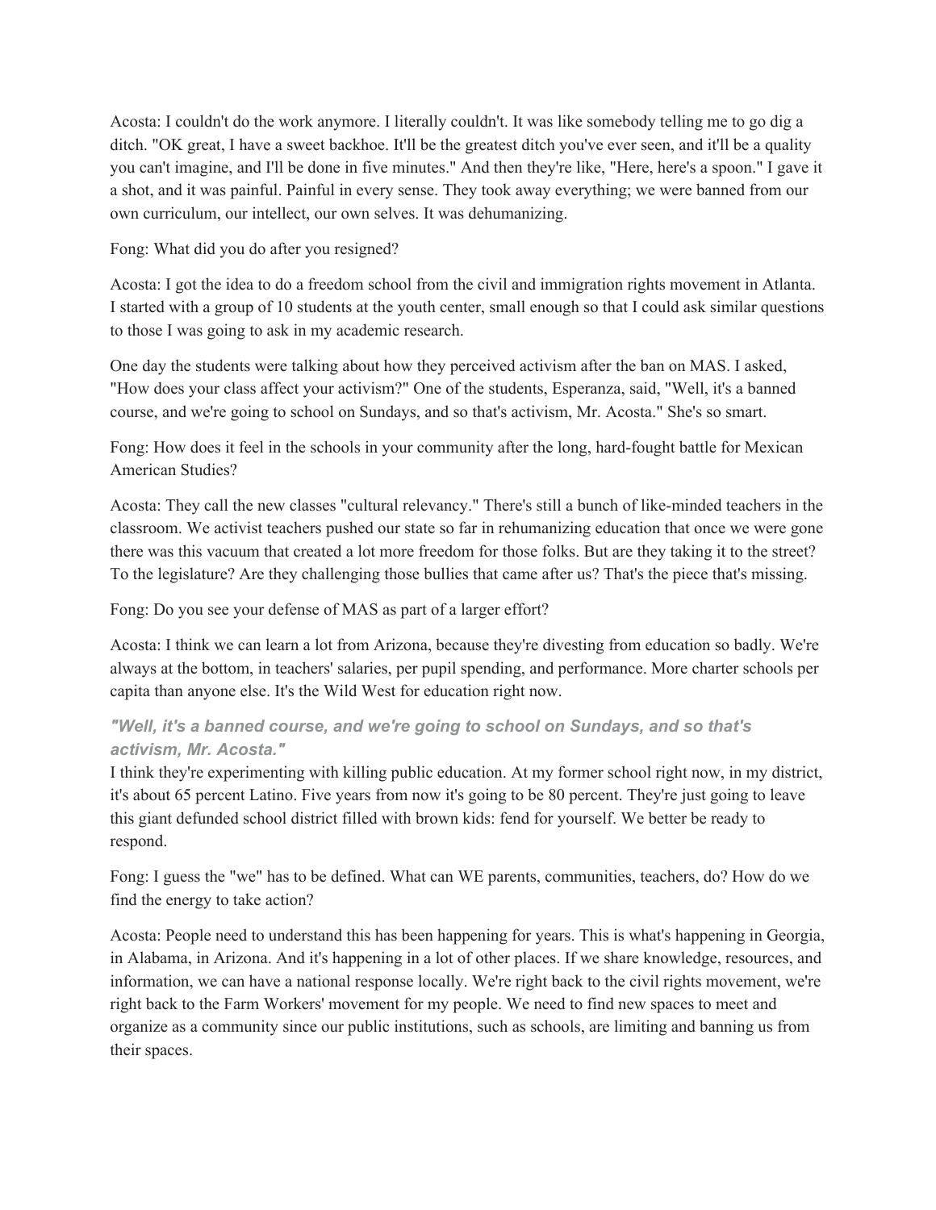Acosta: I couldn't do the work anymore. I literally couldn't. It was like somebody telling me to go dig a ditch. "OK great, I have a sweet backhoe. It'll be the greatest ditch you've ever seen, and it'll be a quality you can't imagine, and I'll be done in five minutes." And then they're like, "Here, here's a spoon." I gave it a shot, and it was painful. Painful in every sense. They took away everything; we were banned from our own curriculum, our intellect, our own selves. It was dehumanizing.

Fong: What did you do after you resigned?

Acosta: I got the idea to do a freedom school from the civil and immigration rights movement in Atlanta. I started with a group of 10 students at the youth center, small enough so that I could ask similar questions to those I was going to ask in my academic research.

One day the students were talking about how they perceived activism after the ban on MAS. I asked, "How does your class affect your activism?" One of the students, Esperanza, said, "Well, it's a banned course, and we're going to school on Sundays, and so that's activism, Mr. Acosta." She's so smart.

Fong: How does it feel in the schools in your community after the long, hard-fought battle for Mexican American Studies?

Acosta: They call the new classes "cultural relevancy." There's still a bunch of like-minded teachers in the classroom. We activist teachers pushed our state so far in rehumanizing education that once we were gone there was this vacuum that created a lot more freedom for those folks. But are they taking it to the street? To the legislature? Are they challenging those bullies that came after us? That's the piece that's missing.

Fong: Do you see your defense of MAS as part of a larger effort?

Acosta: I think we can learn a lot from Arizona, because they're divesting from education so badly. We're always at the bottom, in teachers' salaries, per pupil spending, and performance. More charter schools per capita than anyone else. It's the Wild West for education right now.

***"Well, it's a banned course, and we're going to school on Sundays, and so that's activism, Mr. Acosta."***

I think they're experimenting with killing public education. At my former school right now, in my district, it's about 65 percent Latino. Five years from now it's going to be 80 percent. They're just going to leave this giant defunded school district filled with brown kids: fend for yourself. We better be ready to respond.

Fong: I guess the "we" has to be defined. What can WE parents, communities, teachers, do? How do we find the energy to take action?

Acosta: People need to understand this has been happening for years. This is what's happening in Georgia, in Alabama, in Arizona. And it's happening in a lot of other places. If we share knowledge, resources, and information, we can have a national response locally. We're right back to the civil rights movement, we're right back to the Farm Workers' movement for my people. We need to find new spaces to meet and organize as a community since our public institutions, such as schools, are limiting and banning us from their spaces.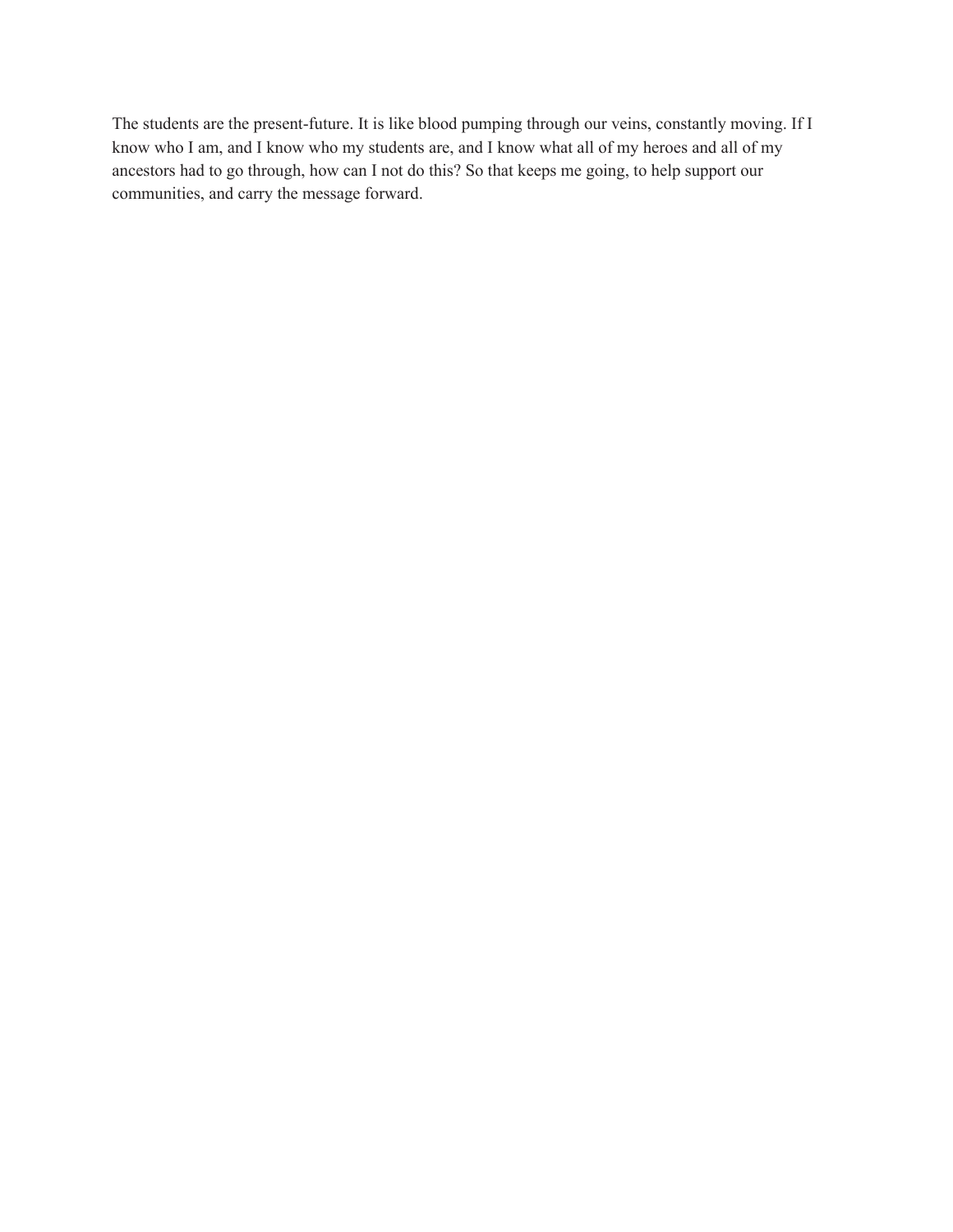The students are the present-future. It is like blood pumping through our veins, constantly moving. If I know who I am, and I know who my students are, and I know what all of my heroes and all of my ancestors had to go through, how can I not do this? So that keeps me going, to help support our communities, and carry the message forward.